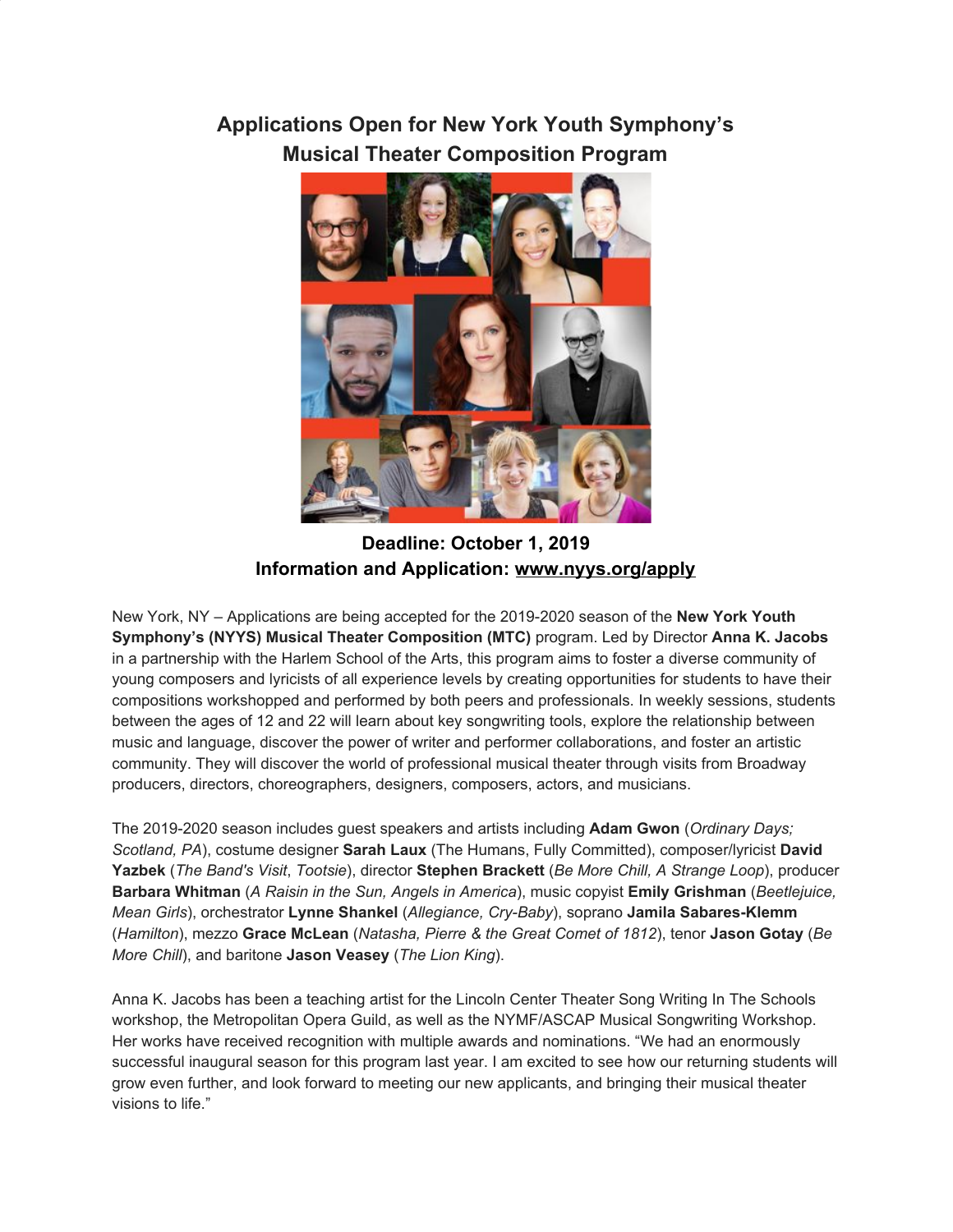# Applications Open for New York Youth Symphony's Musical Theater Composition Program

**Deadline: October 1, 2019**
**Information and Application: [www.nyys.org/apply](www.nyys.org/apply)**

New York, NY – Applications are being accepted for the 2019-2020 season of the **New York Youth Symphony's (NYYS) Musical Theater Composition (MTC)** program. Led by Director **Anna K. Jacobs** in a partnership with the Harlem School of the Arts, this program aims to foster a diverse community of young composers and lyricists of all experience levels by creating opportunities for students to have their compositions workshopped and performed by both peers and professionals. In weekly sessions, students between the ages of 12 and 22 will learn about key songwriting tools, explore the relationship between music and language, discover the power of writer and performer collaborations, and foster an artistic community. They will discover the world of professional musical theater through visits from Broadway producers, directors, choreographers, designers, composers, actors, and musicians.

The 2019-2020 season includes guest speakers and artists including **Adam Gwon** (*Ordinary Days; Scotland, PA*), costume designer **Sarah Laux** (The Humans, Fully Committed), composer/lyricist **David Yazbek** (*The Band's Visit*, *Tootsie*), director **Stephen Brackett** (*Be More Chill, A Strange Loop*), producer **Barbara Whitman** (*A Raisin in the Sun, Angels in America*), music copyist **Emily Grishman** (*Beetlejuice, Mean Girls*), orchestrator **Lynne Shankel** (*Allegiance, Cry-Baby*), soprano **Jamila Sabares-Klemm** (*Hamilton*), mezzo **Grace McLean** (*Natasha, Pierre & the Great Comet of 1812*), tenor **Jason Gotay** (*Be More Chill*), and baritone **Jason Veasey** (*The Lion King*).

Anna K. Jacobs has been a teaching artist for the Lincoln Center Theater Song Writing In The Schools workshop, the Metropolitan Opera Guild, as well as the NYMF/ASCAP Musical Songwriting Workshop. Her works have received recognition with multiple awards and nominations. "We had an enormously successful inaugural season for this program last year. I am excited to see how our returning students will grow even further, and look forward to meeting our new applicants, and bringing their musical theater visions to life."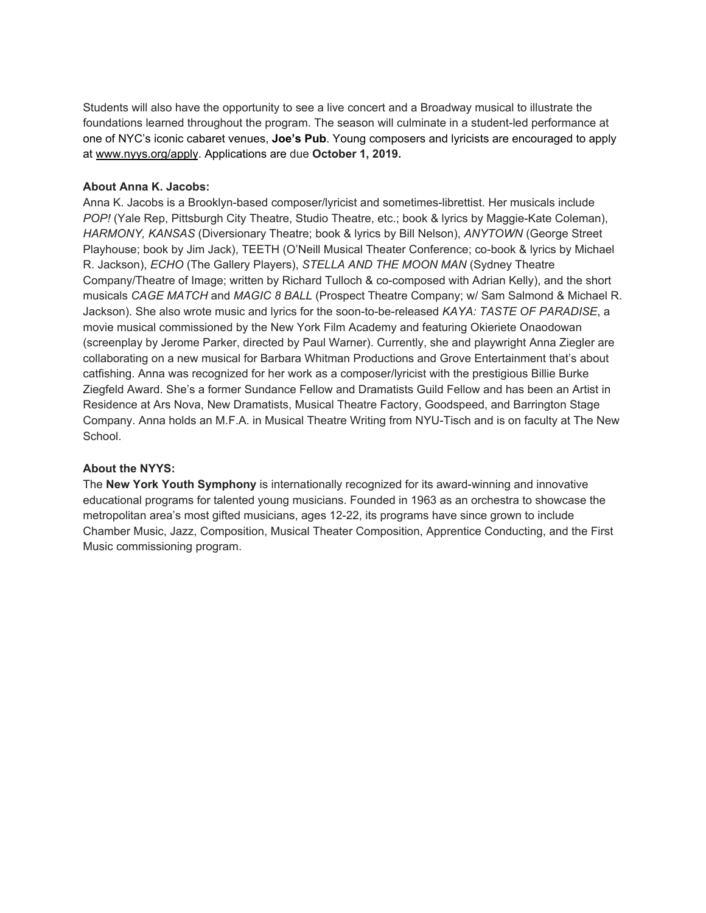Students will also have the opportunity to see a live concert and a Broadway musical to illustrate the foundations learned throughout the program. The season will culminate in a student-led performance at one of NYC's iconic cabaret venues, **Joe's Pub**. Young composers and lyricists are encouraged to apply at www.nyys.org/apply. Applications are due **October 1, 2019.**

**About Anna K. Jacobs:**

Anna K. Jacobs is a Brooklyn-based composer/lyricist and sometimes-librettist. Her musicals include *POP!* (Yale Rep, Pittsburgh City Theatre, Studio Theatre, etc.; book & lyrics by Maggie-Kate Coleman), *HARMONY, KANSAS* (Diversionary Theatre; book & lyrics by Bill Nelson), *ANYTOWN* (George Street Playhouse; book by Jim Jack), TEETH (O'Neill Musical Theater Conference; co-book & lyrics by Michael R. Jackson), *ECHO* (The Gallery Players), *STELLA AND THE MOON MAN* (Sydney Theatre Company/Theatre of Image; written by Richard Tulloch & co-composed with Adrian Kelly), and the short musicals *CAGE MATCH* and *MAGIC 8 BALL* (Prospect Theatre Company; w/ Sam Salmond & Michael R. Jackson). She also wrote music and lyrics for the soon-to-be-released *KAYA: TASTE OF PARADISE*, a movie musical commissioned by the New York Film Academy and featuring Okieriete Onaodowan (screenplay by Jerome Parker, directed by Paul Warner). Currently, she and playwright Anna Ziegler are collaborating on a new musical for Barbara Whitman Productions and Grove Entertainment that's about catfishing. Anna was recognized for her work as a composer/lyricist with the prestigious Billie Burke Ziegfeld Award. She's a former Sundance Fellow and Dramatists Guild Fellow and has been an Artist in Residence at Ars Nova, New Dramatists, Musical Theatre Factory, Goodspeed, and Barrington Stage Company. Anna holds an M.F.A. in Musical Theatre Writing from NYU-Tisch and is on faculty at The New School.

**About the NYYS:**

The **New York Youth Symphony** is internationally recognized for its award-winning and innovative educational programs for talented young musicians. Founded in 1963 as an orchestra to showcase the metropolitan area's most gifted musicians, ages 12-22, its programs have since grown to include Chamber Music, Jazz, Composition, Musical Theater Composition, Apprentice Conducting, and the First Music commissioning program.